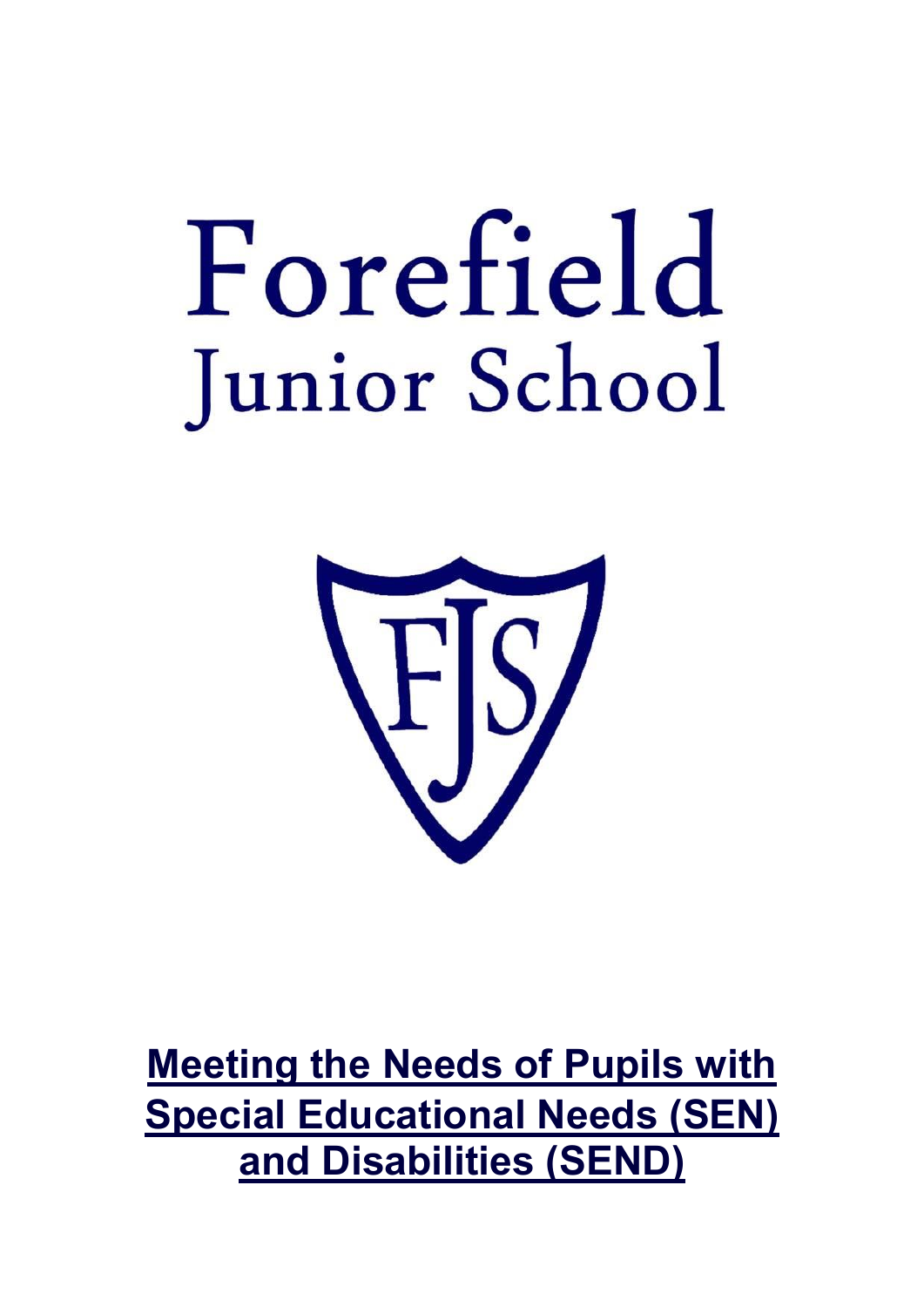# Forefield
## Junior School

FJS

**Meeting the Needs of Pupils with Special Educational Needs (SEN) and Disabilities (SEND)**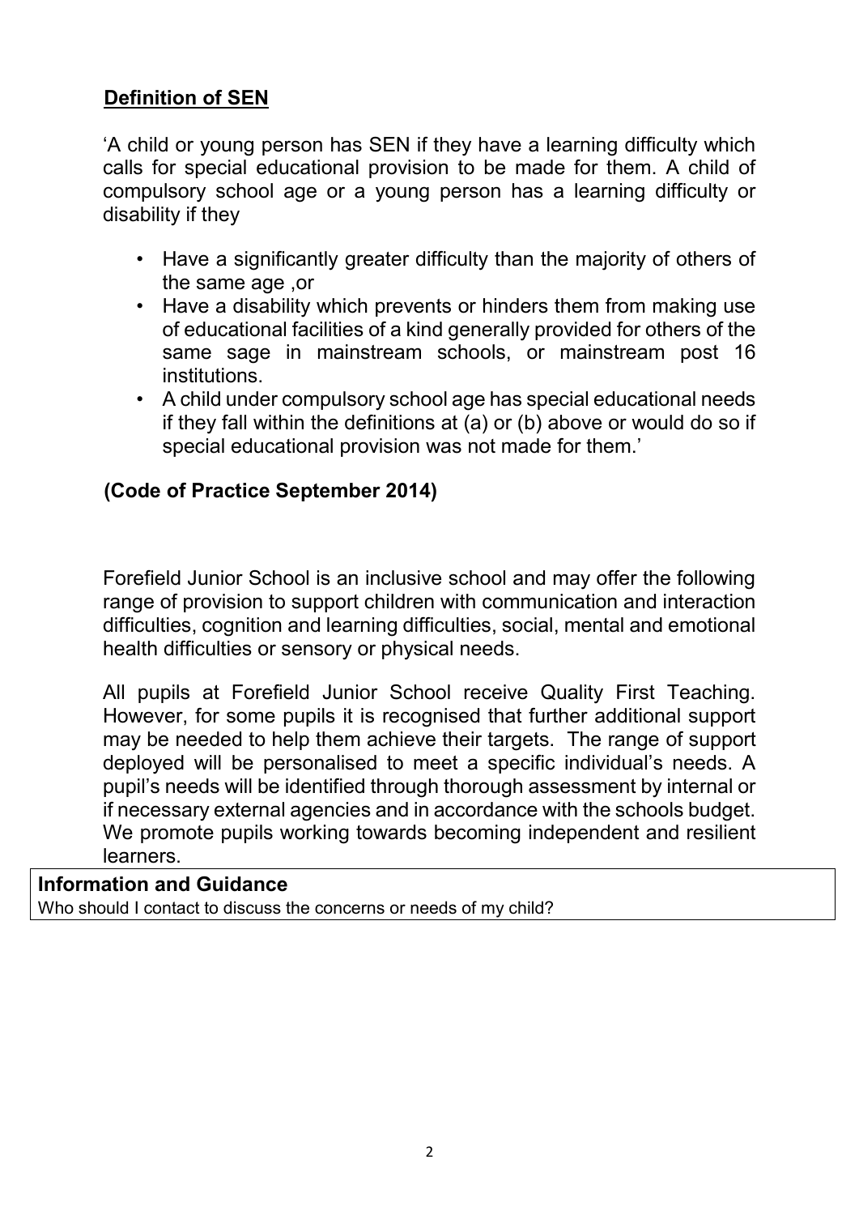## Definition of SEN

'A child or young person has SEN if they have a learning difficulty which calls for special educational provision to be made for them. A child of compulsory school age or a young person has a learning difficulty or disability if they

- Have a significantly greater difficulty than the majority of others of the same age ,or
- Have a disability which prevents or hinders them from making use of educational facilities of a kind generally provided for others of the same sage in mainstream schools, or mainstream post 16 institutions.
- A child under compulsory school age has special educational needs if they fall within the definitions at (a) or (b) above or would do so if special educational provision was not made for them.'

**(Code of Practice September 2014)**

Forefield Junior School is an inclusive school and may offer the following range of provision to support children with communication and interaction difficulties, cognition and learning difficulties, social, mental and emotional health difficulties or sensory or physical needs.

All pupils at Forefield Junior School receive Quality First Teaching. However, for some pupils it is recognised that further additional support may be needed to help them achieve their targets. The range of support deployed will be personalised to meet a specific individual's needs. A pupil's needs will be identified through thorough assessment by internal or if necessary external agencies and in accordance with the schools budget. We promote pupils working towards becoming independent and resilient learners.

| **Information and Guidance**<br>Who should I contact to discuss the concerns or needs of my child? |
|---|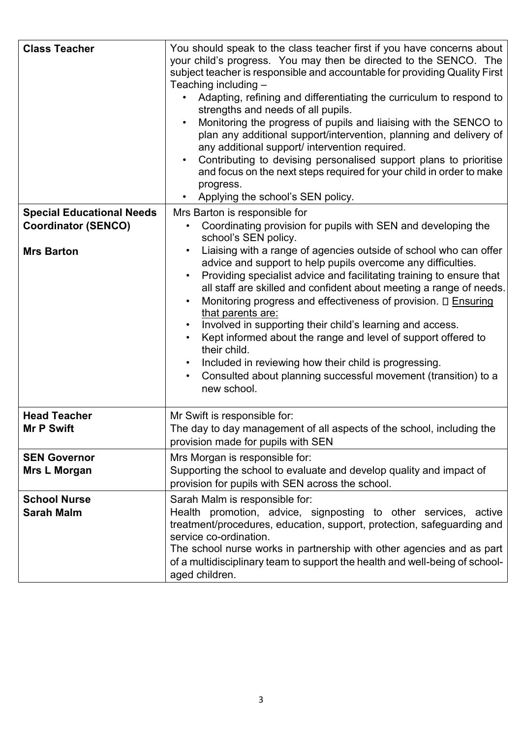| | |
|---|---|
| **Class Teacher** | You should speak to the class teacher first if you have concerns about your child's progress. You may then be directed to the SENCO. The subject teacher is responsible and accountable for providing Quality First Teaching including – <br>• Adapting, refining and differentiating the curriculum to respond to strengths and needs of all pupils.<br>• Monitoring the progress of pupils and liaising with the SENCO to plan any additional support/intervention, planning and delivery of any additional support/ intervention required.<br>• Contributing to devising personalised support plans to prioritise and focus on the next steps required for your child in order to make progress.<br>• Applying the school's SEN policy. |
| **Special Educational Needs Coordinator (SENCO)**<br><br>**Mrs Barton** | Mrs Barton is responsible for<br>• Coordinating provision for pupils with SEN and developing the school's SEN policy.<br>• Liaising with a range of agencies outside of school who can offer advice and support to help pupils overcome any difficulties.<br>• Providing specialist advice and facilitating training to ensure that all staff are skilled and confident about meeting a range of needs.<br>• Monitoring progress and effectiveness of provision.  Ensuring that parents are:<br>• Involved in supporting their child's learning and access.<br>• Kept informed about the range and level of support offered to their child.<br>• Included in reviewing how their child is progressing.<br>• Consulted about planning successful movement (transition) to a new school. |
| **Head Teacher**<br>**Mr P Swift** | Mr Swift is responsible for:<br>The day to day management of all aspects of the school, including the provision made for pupils with SEN |
| **SEN Governor**<br>**Mrs L Morgan** | Mrs Morgan is responsible for:<br>Supporting the school to evaluate and develop quality and impact of provision for pupils with SEN across the school. |
| **School Nurse**<br>**Sarah Malm** | Sarah Malm is responsible for:<br>Health promotion, advice, signposting to other services, active treatment/procedures, education, support, protection, safeguarding and service co-ordination.<br>The school nurse works in partnership with other agencies and as part of a multidisciplinary team to support the health and well-being of school-aged children. |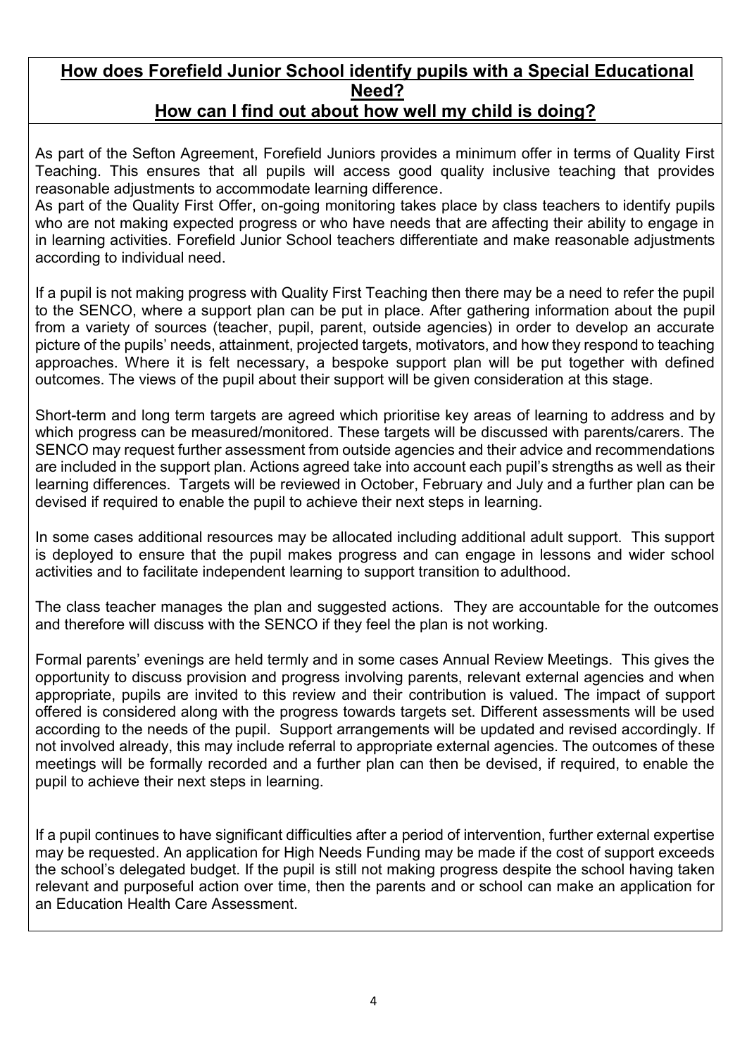## How does Forefield Junior School identify pupils with a Special Educational Need?

## How can I find out about how well my child is doing?

As part of the Sefton Agreement, Forefield Juniors provides a minimum offer in terms of Quality First Teaching. This ensures that all pupils will access good quality inclusive teaching that provides reasonable adjustments to accommodate learning difference.

As part of the Quality First Offer, on-going monitoring takes place by class teachers to identify pupils who are not making expected progress or who have needs that are affecting their ability to engage in in learning activities. Forefield Junior School teachers differentiate and make reasonable adjustments according to individual need.

If a pupil is not making progress with Quality First Teaching then there may be a need to refer the pupil to the SENCO, where a support plan can be put in place. After gathering information about the pupil from a variety of sources (teacher, pupil, parent, outside agencies) in order to develop an accurate picture of the pupils' needs, attainment, projected targets, motivators, and how they respond to teaching approaches. Where it is felt necessary, a bespoke support plan will be put together with defined outcomes. The views of the pupil about their support will be given consideration at this stage.

Short-term and long term targets are agreed which prioritise key areas of learning to address and by which progress can be measured/monitored. These targets will be discussed with parents/carers. The SENCO may request further assessment from outside agencies and their advice and recommendations are included in the support plan. Actions agreed take into account each pupil's strengths as well as their learning differences. Targets will be reviewed in October, February and July and a further plan can be devised if required to enable the pupil to achieve their next steps in learning.

In some cases additional resources may be allocated including additional adult support. This support is deployed to ensure that the pupil makes progress and can engage in lessons and wider school activities and to facilitate independent learning to support transition to adulthood.

The class teacher manages the plan and suggested actions. They are accountable for the outcomes and therefore will discuss with the SENCO if they feel the plan is not working.

Formal parents' evenings are held termly and in some cases Annual Review Meetings. This gives the opportunity to discuss provision and progress involving parents, relevant external agencies and when appropriate, pupils are invited to this review and their contribution is valued. The impact of support offered is considered along with the progress towards targets set. Different assessments will be used according to the needs of the pupil. Support arrangements will be updated and revised accordingly. If not involved already, this may include referral to appropriate external agencies. The outcomes of these meetings will be formally recorded and a further plan can then be devised, if required, to enable the pupil to achieve their next steps in learning.

If a pupil continues to have significant difficulties after a period of intervention, further external expertise may be requested. An application for High Needs Funding may be made if the cost of support exceeds the school's delegated budget. If the pupil is still not making progress despite the school having taken relevant and purposeful action over time, then the parents and or school can make an application for an Education Health Care Assessment.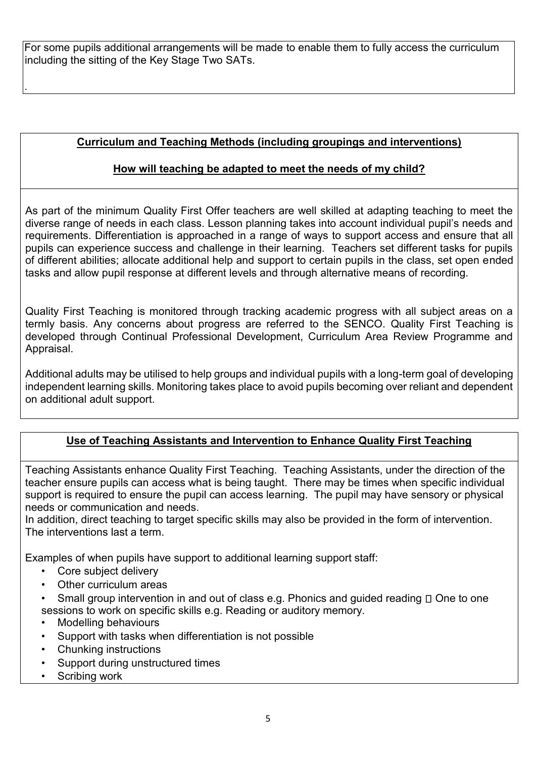For some pupils additional arrangements will be made to enable them to fully access the curriculum including the sitting of the Key Stage Two SATs.

.

## Curriculum and Teaching Methods (including groupings and interventions)

### How will teaching be adapted to meet the needs of my child?

As part of the minimum Quality First Offer teachers are well skilled at adapting teaching to meet the diverse range of needs in each class. Lesson planning takes into account individual pupil's needs and requirements. Differentiation is approached in a range of ways to support access and ensure that all pupils can experience success and challenge in their learning. Teachers set different tasks for pupils of different abilities; allocate additional help and support to certain pupils in the class, set open ended tasks and allow pupil response at different levels and through alternative means of recording.

Quality First Teaching is monitored through tracking academic progress with all subject areas on a termly basis. Any concerns about progress are referred to the SENCO. Quality First Teaching is developed through Continual Professional Development, Curriculum Area Review Programme and Appraisal.

Additional adults may be utilised to help groups and individual pupils with a long-term goal of developing independent learning skills. Monitoring takes place to avoid pupils becoming over reliant and dependent on additional adult support.

## Use of Teaching Assistants and Intervention to Enhance Quality First Teaching

Teaching Assistants enhance Quality First Teaching. Teaching Assistants, under the direction of the teacher ensure pupils can access what is being taught. There may be times when specific individual support is required to ensure the pupil can access learning. The pupil may have sensory or physical needs or communication and needs.
In addition, direct teaching to target specific skills may also be provided in the form of intervention. The interventions last a term.

Examples of when pupils have support to additional learning support staff:

- Core subject delivery
- Other curriculum areas
- Small group intervention in and out of class e.g. Phonics and guided reading  One to one sessions to work on specific skills e.g. Reading or auditory memory.
- Modelling behaviours
- Support with tasks when differentiation is not possible
- Chunking instructions
- Support during unstructured times
- Scribing work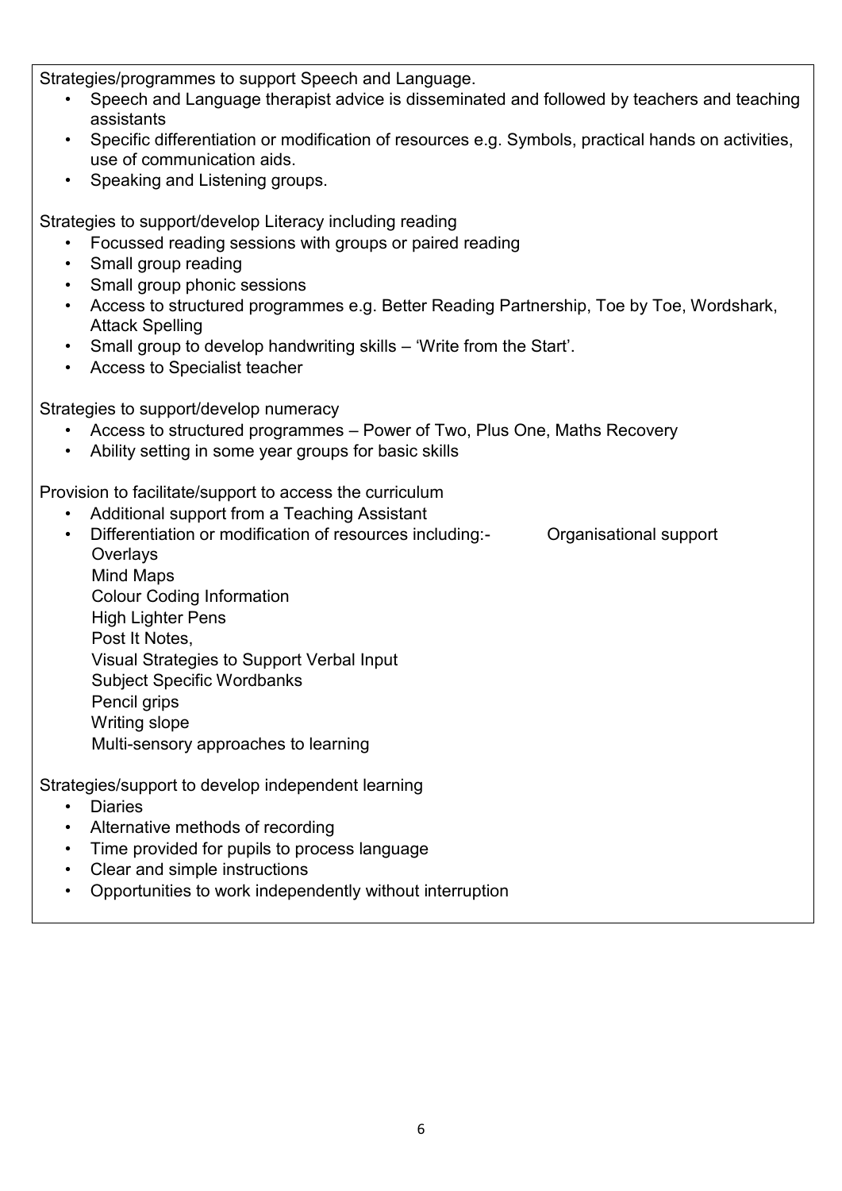Strategies/programmes to support Speech and Language.

- Speech and Language therapist advice is disseminated and followed by teachers and teaching assistants
- Specific differentiation or modification of resources e.g. Symbols, practical hands on activities, use of communication aids.
- Speaking and Listening groups.

Strategies to support/develop Literacy including reading

- Focussed reading sessions with groups or paired reading
- Small group reading
- Small group phonic sessions
- Access to structured programmes e.g. Better Reading Partnership, Toe by Toe, Wordshark, Attack Spelling
- Small group to develop handwriting skills – 'Write from the Start'.
- Access to Specialist teacher

Strategies to support/develop numeracy

- Access to structured programmes – Power of Two, Plus One, Maths Recovery
- Ability setting in some year groups for basic skills

Provision to facilitate/support to access the curriculum

- Additional support from a Teaching Assistant
- Differentiation or modification of resources including:- Organisational support
  - Overlays
  - Mind Maps
  - Colour Coding Information
  - High Lighter Pens
  - Post It Notes,
  - Visual Strategies to Support Verbal Input
  - Subject Specific Wordbanks
  - Pencil grips
  - Writing slope
  - Multi-sensory approaches to learning

Strategies/support to develop independent learning

- Diaries
- Alternative methods of recording
- Time provided for pupils to process language
- Clear and simple instructions
- Opportunities to work independently without interruption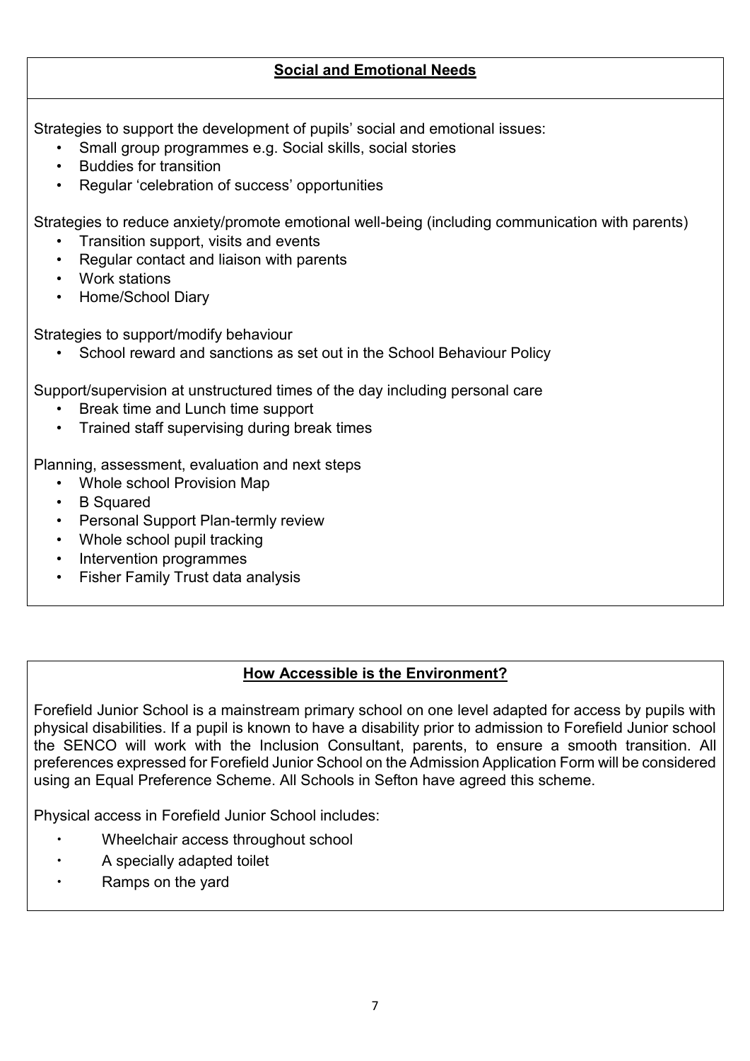## Social and Emotional Needs

Strategies to support the development of pupils' social and emotional issues:

- Small group programmes e.g. Social skills, social stories
- Buddies for transition
- Regular 'celebration of success' opportunities

Strategies to reduce anxiety/promote emotional well-being (including communication with parents)

- Transition support, visits and events
- Regular contact and liaison with parents
- Work stations
- Home/School Diary

Strategies to support/modify behaviour

- School reward and sanctions as set out in the School Behaviour Policy

Support/supervision at unstructured times of the day including personal care

- Break time and Lunch time support
- Trained staff supervising during break times

Planning, assessment, evaluation and next steps

- Whole school Provision Map
- B Squared
- Personal Support Plan-termly review
- Whole school pupil tracking
- Intervention programmes
- Fisher Family Trust data analysis

## How Accessible is the Environment?

Forefield Junior School is a mainstream primary school on one level adapted for access by pupils with physical disabilities. If a pupil is known to have a disability prior to admission to Forefield Junior school the SENCO will work with the Inclusion Consultant, parents, to ensure a smooth transition. All preferences expressed for Forefield Junior School on the Admission Application Form will be considered using an Equal Preference Scheme. All Schools in Sefton have agreed this scheme.

Physical access in Forefield Junior School includes:

- Wheelchair access throughout school
- A specially adapted toilet
- Ramps on the yard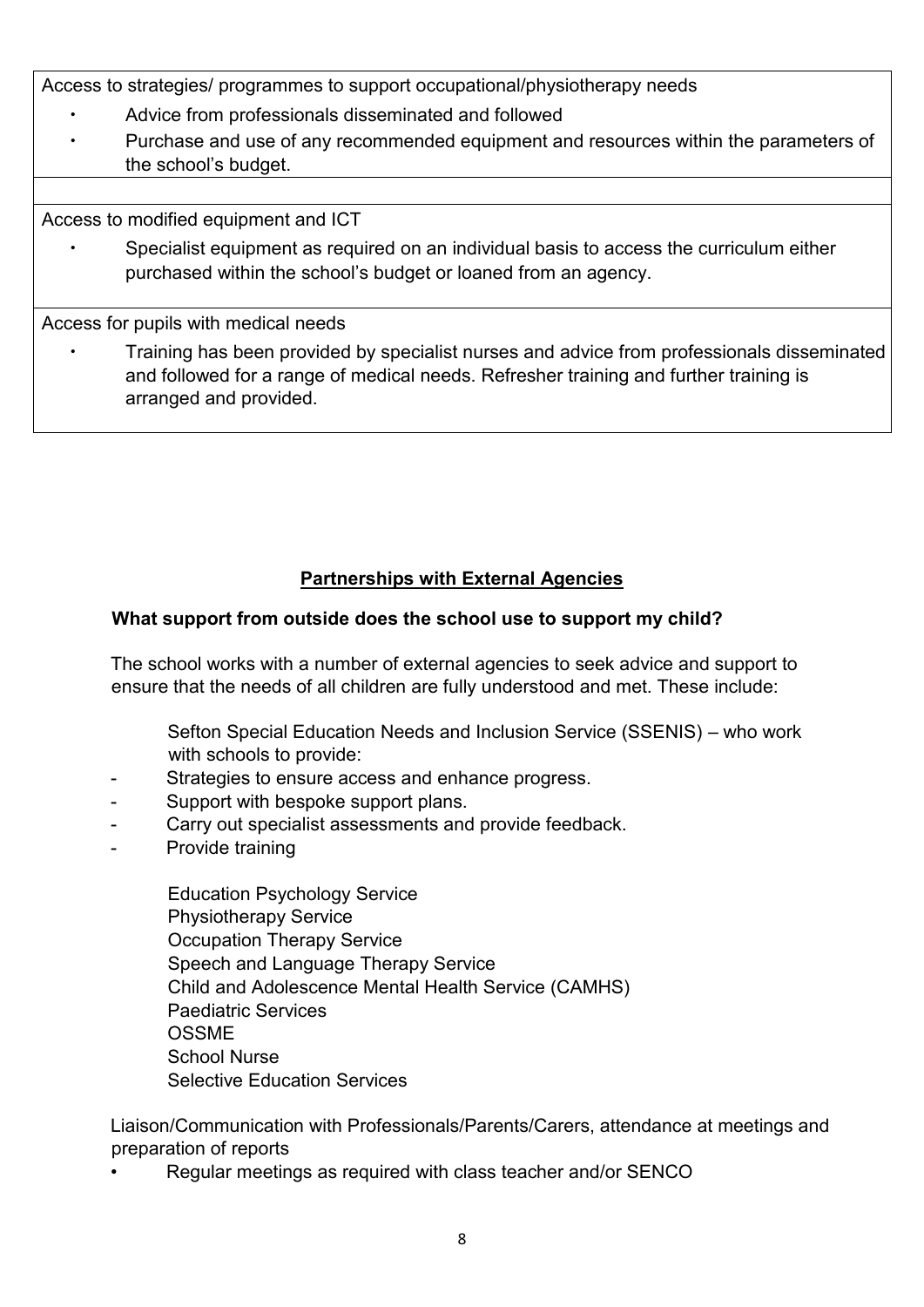| Access to strategies/ programmes to support occupational/physiotherapy needs<br>• Advice from professionals disseminated and followed<br>• Purchase and use of any recommended equipment and resources within the parameters of the school's budget. |
|---|
| |
| Access to modified equipment and ICT<br>• Specialist equipment as required on an individual basis to access the curriculum either purchased within the school's budget or loaned from an agency. |
| Access for pupils with medical needs<br>• Training has been provided by specialist nurses and advice from professionals disseminated and followed for a range of medical needs. Refresher training and further training is arranged and provided. |

## Partnerships with External Agencies

**What support from outside does the school use to support my child?**

The school works with a number of external agencies to seek advice and support to ensure that the needs of all children are fully understood and met. These include:

Sefton Special Education Needs and Inclusion Service (SSENIS) – who work with schools to provide:

- Strategies to ensure access and enhance progress.
- Support with bespoke support plans.
- Carry out specialist assessments and provide feedback.
- Provide training

Education Psychology Service
Physiotherapy Service
Occupation Therapy Service
Speech and Language Therapy Service
Child and Adolescence Mental Health Service (CAMHS)
Paediatric Services
OSSME
School Nurse
Selective Education Services

Liaison/Communication with Professionals/Parents/Carers, attendance at meetings and preparation of reports

- Regular meetings as required with class teacher and/or SENCO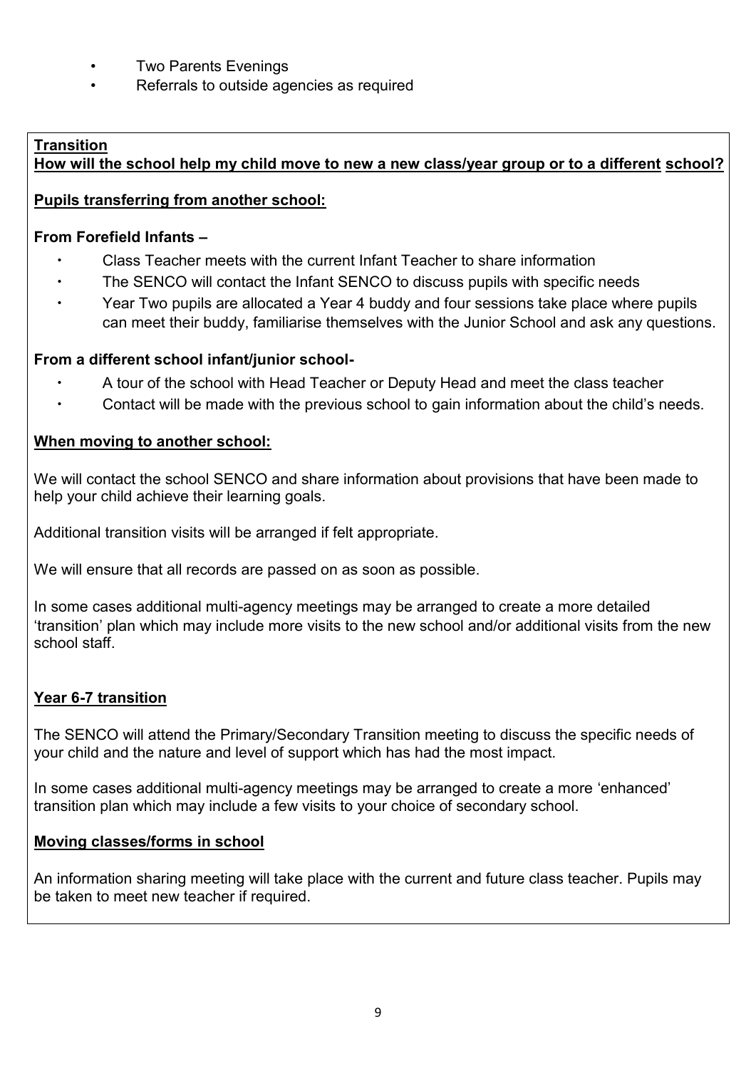- Two Parents Evenings
- Referrals to outside agencies as required

**Transition**

**How will the school help my child move to new a new class/year group or to a different school?**

**Pupils transferring from another school:**

**From Forefield Infants –**

- Class Teacher meets with the current Infant Teacher to share information
- The SENCO will contact the Infant SENCO to discuss pupils with specific needs
- Year Two pupils are allocated a Year 4 buddy and four sessions take place where pupils can meet their buddy, familiarise themselves with the Junior School and ask any questions.

**From a different school infant/junior school-**

- A tour of the school with Head Teacher or Deputy Head and meet the class teacher
- Contact will be made with the previous school to gain information about the child's needs.

**When moving to another school:**

We will contact the school SENCO and share information about provisions that have been made to help your child achieve their learning goals.

Additional transition visits will be arranged if felt appropriate.

We will ensure that all records are passed on as soon as possible.

In some cases additional multi-agency meetings may be arranged to create a more detailed 'transition' plan which may include more visits to the new school and/or additional visits from the new school staff.

**Year 6-7 transition**

The SENCO will attend the Primary/Secondary Transition meeting to discuss the specific needs of your child and the nature and level of support which has had the most impact.

In some cases additional multi-agency meetings may be arranged to create a more 'enhanced' transition plan which may include a few visits to your choice of secondary school.

**Moving classes/forms in school**

An information sharing meeting will take place with the current and future class teacher. Pupils may be taken to meet new teacher if required.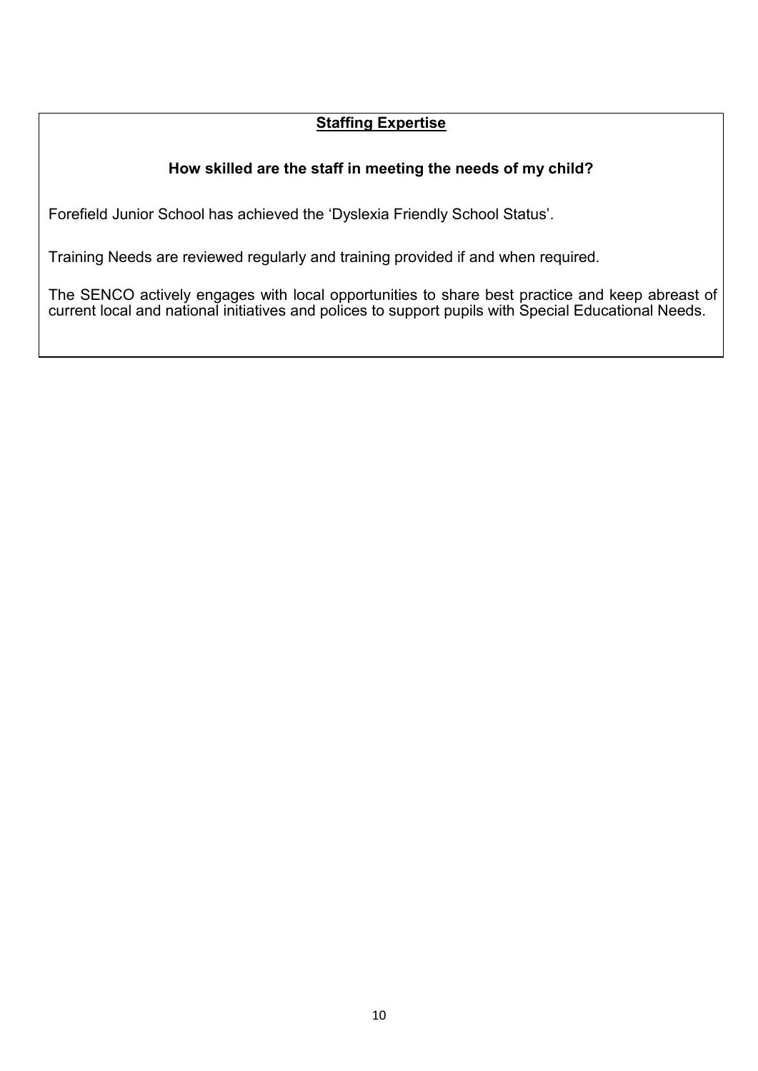## Staffing Expertise

### How skilled are the staff in meeting the needs of my child?

Forefield Junior School has achieved the 'Dyslexia Friendly School Status'.

Training Needs are reviewed regularly and training provided if and when required.

The SENCO actively engages with local opportunities to share best practice and keep abreast of current local and national initiatives and polices to support pupils with Special Educational Needs.